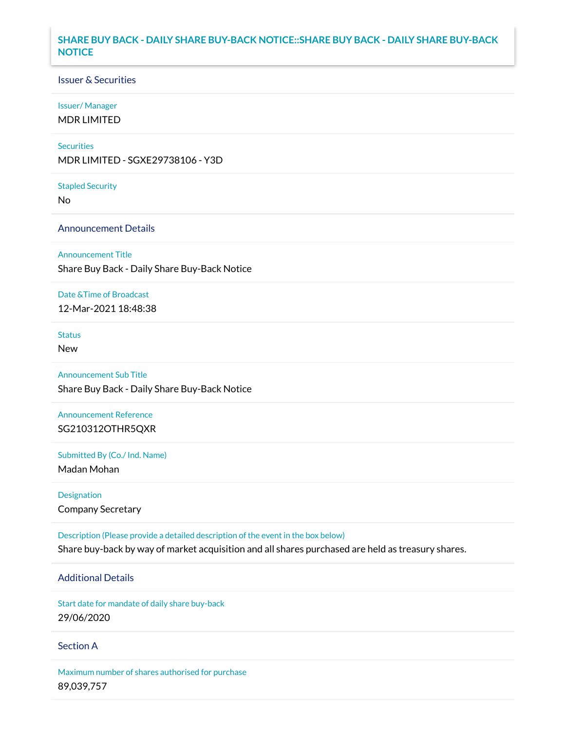# SHARE BUY BACK - DAILY SHARE BUY-BACK NOTICE::SHARE BUY BACK - DAILY SHARE BUY-BACK NOTICE

## Issuer & Securities

**Issuer/ Manager**

MDR LIMITED

**Securities**

MDR LIMITED - SGXE29738106 - Y3D

**Stapled Security**

No

## Announcement Details

**Announcement Title**

Share Buy Back - Daily Share Buy-Back Notice

**Date &Time of Broadcast**

12-Mar-2021 18:48:38

**Status**

New

**Announcement Sub Title**

Share Buy Back - Daily Share Buy-Back Notice

**Announcement Reference**

SG210312OTHR5QXR

**Submitted By (Co./ Ind. Name)**

Madan Mohan

**Designation**

Company Secretary

**Description (Please provide a detailed description of the event in the box below)**

Share buy-back by way of market acquisition and all shares purchased are held as treasury shares.

## Additional Details

**Start date for mandate of daily share buy-back**

29/06/2020

## Section A

**Maximum number of shares authorised for purchase**

89,039,757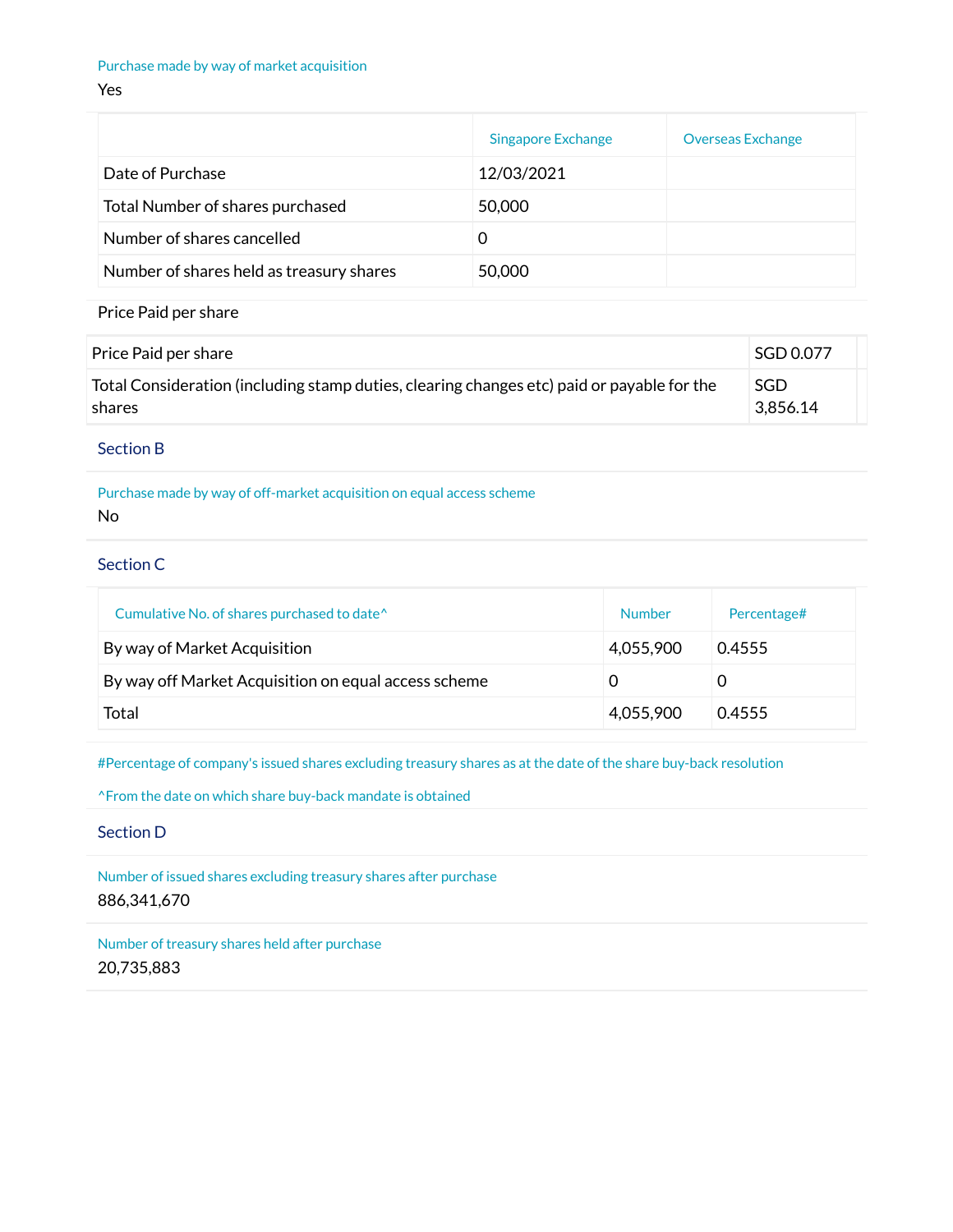Purchase made by way of market acquisition

Yes

| | Singapore Exchange | Overseas Exchange |
|---|---|---|
| Date of Purchase | 12/03/2021 | |
| Total Number of shares purchased | 50,000 | |
| Number of shares cancelled | 0 | |
| Number of shares held as treasury shares | 50,000 | |

Price Paid per share

| | |
|---|---|
| Price Paid per share | SGD 0.077 |
| Total Consideration (including stamp duties, clearing changes etc) paid or payable for the shares | SGD 3,856.14 |

## Section B

Purchase made by way of off-market acquisition on equal access scheme

No

## Section C

| Cumulative No. of shares purchased to date^ | Number | Percentage# |
|---|---|---|
| By way of Market Acquisition | 4,055,900 | 0.4555 |
| By way off Market Acquisition on equal access scheme | 0 | 0 |
| Total | 4,055,900 | 0.4555 |

#Percentage of company's issued shares excluding treasury shares as at the date of the share buy-back resolution

^From the date on which share buy-back mandate is obtained

## Section D

Number of issued shares excluding treasury shares after purchase

886,341,670

Number of treasury shares held after purchase

20,735,883